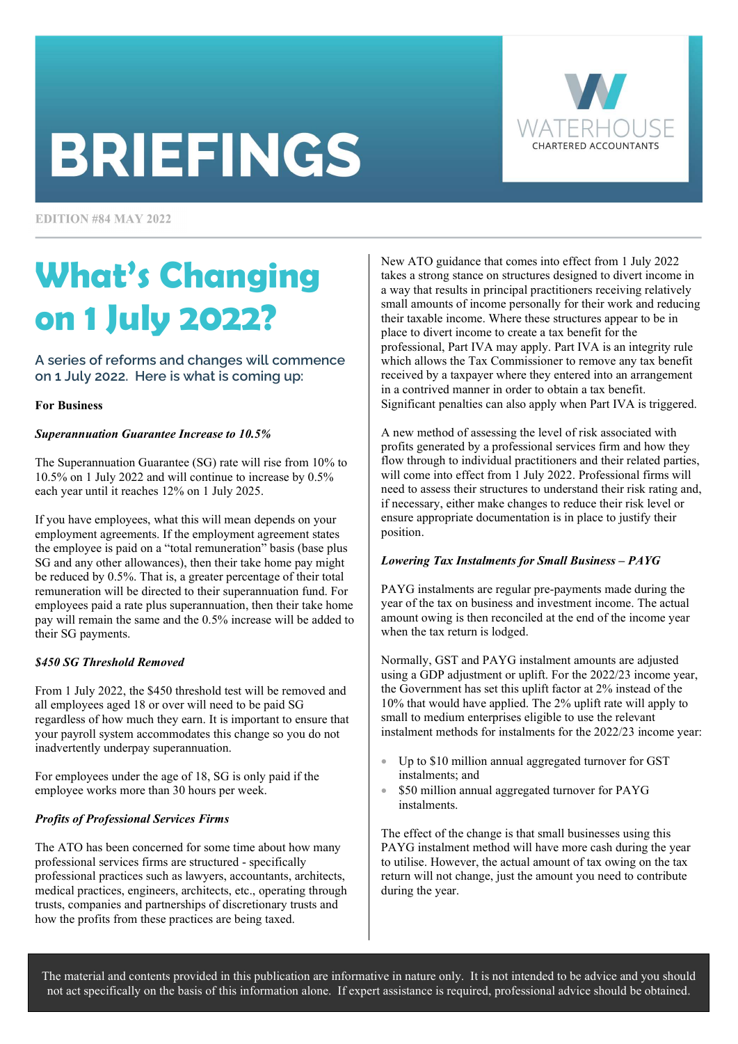# BRIEFINGS

WATERHOUSE CHARTERED ACCOUNTANTS

EDITION #84 MAY 2022

## What's Changing on 1 July 2022?

A series of reforms and changes will commence on 1 July 2022. Here is what is coming up:

**For Business**

***Superannuation Guarantee Increase to 10.5%***

The Superannuation Guarantee (SG) rate will rise from 10% to 10.5% on 1 July 2022 and will continue to increase by 0.5% each year until it reaches 12% on 1 July 2025.

If you have employees, what this will mean depends on your employment agreements. If the employment agreement states the employee is paid on a "total remuneration" basis (base plus SG and any other allowances), then their take home pay might be reduced by 0.5%. That is, a greater percentage of their total remuneration will be directed to their superannuation fund. For employees paid a rate plus superannuation, then their take home pay will remain the same and the 0.5% increase will be added to their SG payments.

***$450 SG Threshold Removed***

From 1 July 2022, the $450 threshold test will be removed and all employees aged 18 or over will need to be paid SG regardless of how much they earn. It is important to ensure that your payroll system accommodates this change so you do not inadvertently underpay superannuation.

For employees under the age of 18, SG is only paid if the employee works more than 30 hours per week.

***Profits of Professional Services Firms***

The ATO has been concerned for some time about how many professional services firms are structured - specifically professional practices such as lawyers, accountants, architects, medical practices, engineers, architects, etc., operating through trusts, companies and partnerships of discretionary trusts and how the profits from these practices are being taxed.

New ATO guidance that comes into effect from 1 July 2022 takes a strong stance on structures designed to divert income in a way that results in principal practitioners receiving relatively small amounts of income personally for their work and reducing their taxable income. Where these structures appear to be in place to divert income to create a tax benefit for the professional, Part IVA may apply. Part IVA is an integrity rule which allows the Tax Commissioner to remove any tax benefit received by a taxpayer where they entered into an arrangement in a contrived manner in order to obtain a tax benefit. Significant penalties can also apply when Part IVA is triggered.

A new method of assessing the level of risk associated with profits generated by a professional services firm and how they flow through to individual practitioners and their related parties, will come into effect from 1 July 2022. Professional firms will need to assess their structures to understand their risk rating and, if necessary, either make changes to reduce their risk level or ensure appropriate documentation is in place to justify their position.

***Lowering Tax Instalments for Small Business – PAYG***

PAYG instalments are regular pre-payments made during the year of the tax on business and investment income. The actual amount owing is then reconciled at the end of the income year when the tax return is lodged.

Normally, GST and PAYG instalment amounts are adjusted using a GDP adjustment or uplift. For the 2022/23 income year, the Government has set this uplift factor at 2% instead of the 10% that would have applied. The 2% uplift rate will apply to small to medium enterprises eligible to use the relevant instalment methods for instalments for the 2022/23 income year:

- Up to $10 million annual aggregated turnover for GST instalments; and
- $50 million annual aggregated turnover for PAYG instalments.

The effect of the change is that small businesses using this PAYG instalment method will have more cash during the year to utilise. However, the actual amount of tax owing on the tax return will not change, just the amount you need to contribute during the year.

The material and contents provided in this publication are informative in nature only. It is not intended to be advice and you should not act specifically on the basis of this information alone. If expert assistance is required, professional advice should be obtained.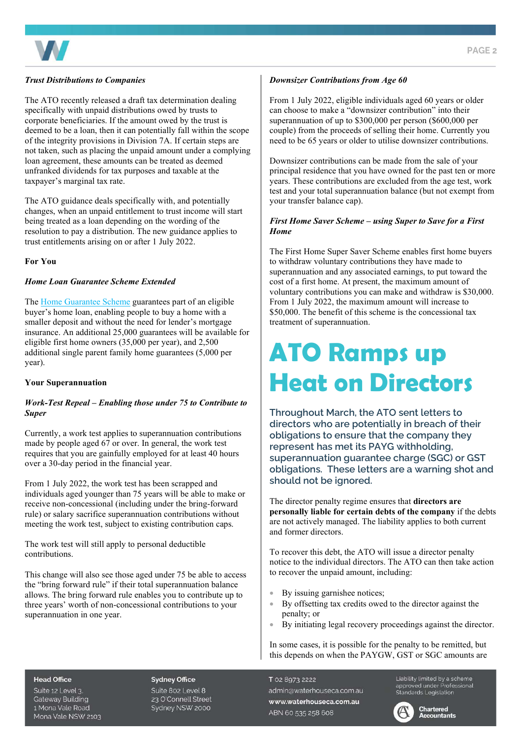***Trust Distributions to Companies***

The ATO recently released a draft tax determination dealing specifically with unpaid distributions owed by trusts to corporate beneficiaries. If the amount owed by the trust is deemed to be a loan, then it can potentially fall within the scope of the integrity provisions in Division 7A. If certain steps are not taken, such as placing the unpaid amount under a complying loan agreement, these amounts can be treated as deemed unfranked dividends for tax purposes and taxable at the taxpayer's marginal tax rate.

The ATO guidance deals specifically with, and potentially changes, when an unpaid entitlement to trust income will start being treated as a loan depending on the wording of the resolution to pay a distribution. The new guidance applies to trust entitlements arising on or after 1 July 2022.

**For You**

***Home Loan Guarantee Scheme Extended***

The Home Guarantee Scheme guarantees part of an eligible buyer's home loan, enabling people to buy a home with a smaller deposit and without the need for lender's mortgage insurance. An additional 25,000 guarantees will be available for eligible first home owners (35,000 per year), and 2,500 additional single parent family home guarantees (5,000 per year).

**Your Superannuation**

***Work-Test Repeal – Enabling those under 75 to Contribute to Super***

Currently, a work test applies to superannuation contributions made by people aged 67 or over. In general, the work test requires that you are gainfully employed for at least 40 hours over a 30-day period in the financial year.

From 1 July 2022, the work test has been scrapped and individuals aged younger than 75 years will be able to make or receive non-concessional (including under the bring-forward rule) or salary sacrifice superannuation contributions without meeting the work test, subject to existing contribution caps.

The work test will still apply to personal deductible contributions.

This change will also see those aged under 75 be able to access the "bring forward rule" if their total superannuation balance allows. The bring forward rule enables you to contribute up to three years' worth of non-concessional contributions to your superannuation in one year.

***Downsizer Contributions from Age 60***

From 1 July 2022, eligible individuals aged 60 years or older can choose to make a "downsizer contribution" into their superannuation of up to $300,000 per person ($600,000 per couple) from the proceeds of selling their home. Currently you need to be 65 years or older to utilise downsizer contributions.

Downsizer contributions can be made from the sale of your principal residence that you have owned for the past ten or more years. These contributions are excluded from the age test, work test and your total superannuation balance (but not exempt from your transfer balance cap).

***First Home Saver Scheme – using Super to Save for a First Home***

The First Home Super Saver Scheme enables first home buyers to withdraw voluntary contributions they have made to superannuation and any associated earnings, to put toward the cost of a first home. At present, the maximum amount of voluntary contributions you can make and withdraw is $30,000. From 1 July 2022, the maximum amount will increase to $50,000. The benefit of this scheme is the concessional tax treatment of superannuation.

# ATO Ramps up Heat on Directors

Throughout March, the ATO sent letters to directors who are potentially in breach of their obligations to ensure that the company they represent has met its PAYG withholding, superannuation guarantee charge (SGC) or GST obligations. These letters are a warning shot and should not be ignored.

The director penalty regime ensures that **directors are personally liable for certain debts of the company** if the debts are not actively managed. The liability applies to both current and former directors.

To recover this debt, the ATO will issue a director penalty notice to the individual directors. The ATO can then take action to recover the unpaid amount, including:

- By issuing garnishee notices;
- By offsetting tax credits owed to the director against the penalty; or
- By initiating legal recovery proceedings against the director.

In some cases, it is possible for the penalty to be remitted, but this depends on when the PAYGW, GST or SGC amounts are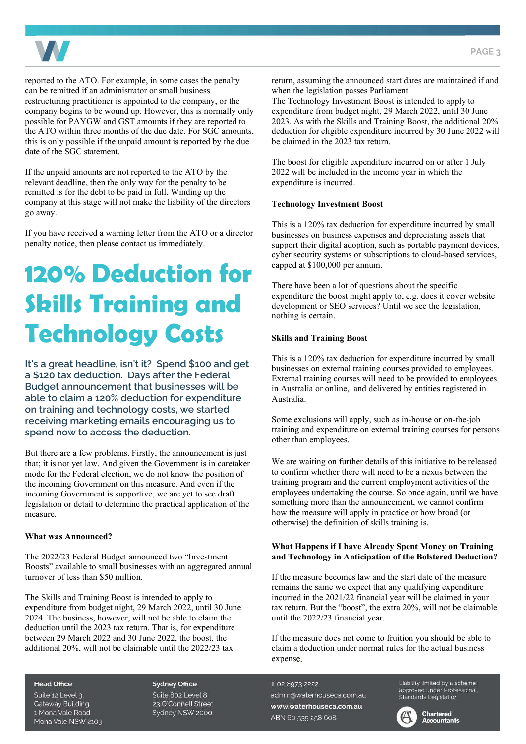reported to the ATO. For example, in some cases the penalty can be remitted if an administrator or small business restructuring practitioner is appointed to the company, or the company begins to be wound up. However, this is normally only possible for PAYGW and GST amounts if they are reported to the ATO within three months of the due date. For SGC amounts, this is only possible if the unpaid amount is reported by the due date of the SGC statement.

If the unpaid amounts are not reported to the ATO by the relevant deadline, then the only way for the penalty to be remitted is for the debt to be paid in full. Winding up the company at this stage will not make the liability of the directors go away.

If you have received a warning letter from the ATO or a director penalty notice, then please contact us immediately.

# 120% Deduction for Skills Training and Technology Costs

It's a great headline, isn't it? Spend $100 and get a $120 tax deduction. Days after the Federal Budget announcement that businesses will be able to claim a 120% deduction for expenditure on training and technology costs, we started receiving marketing emails encouraging us to spend now to access the deduction.

But there are a few problems. Firstly, the announcement is just that; it is not yet law. And given the Government is in caretaker mode for the Federal election, we do not know the position of the incoming Government on this measure. And even if the incoming Government is supportive, we are yet to see draft legislation or detail to determine the practical application of the measure.

**What was Announced?**

The 2022/23 Federal Budget announced two "Investment Boosts" available to small businesses with an aggregated annual turnover of less than $50 million.

The Skills and Training Boost is intended to apply to expenditure from budget night, 29 March 2022, until 30 June 2024. The business, however, will not be able to claim the deduction until the 2023 tax return. That is, for expenditure between 29 March 2022 and 30 June 2022, the boost, the additional 20%, will not be claimable until the 2022/23 tax return, assuming the announced start dates are maintained if and when the legislation passes Parliament.

The Technology Investment Boost is intended to apply to expenditure from budget night, 29 March 2022, until 30 June 2023. As with the Skills and Training Boost, the additional 20% deduction for eligible expenditure incurred by 30 June 2022 will be claimed in the 2023 tax return.

The boost for eligible expenditure incurred on or after 1 July 2022 will be included in the income year in which the expenditure is incurred.

**Technology Investment Boost**

This is a 120% tax deduction for expenditure incurred by small businesses on business expenses and depreciating assets that support their digital adoption, such as portable payment devices, cyber security systems or subscriptions to cloud-based services, capped at $100,000 per annum.

There have been a lot of questions about the specific expenditure the boost might apply to, e.g. does it cover website development or SEO services? Until we see the legislation, nothing is certain.

**Skills and Training Boost**

This is a 120% tax deduction for expenditure incurred by small businesses on external training courses provided to employees. External training courses will need to be provided to employees in Australia or online, and delivered by entities registered in Australia.

Some exclusions will apply, such as in-house or on-the-job training and expenditure on external training courses for persons other than employees.

We are waiting on further details of this initiative to be released to confirm whether there will need to be a nexus between the training program and the current employment activities of the employees undertaking the course. So once again, until we have something more than the announcement, we cannot confirm how the measure will apply in practice or how broad (or otherwise) the definition of skills training is.

**What Happens if I have Already Spent Money on Training and Technology in Anticipation of the Bolstered Deduction?**

If the measure becomes law and the start date of the measure remains the same we expect that any qualifying expenditure incurred in the 2021/22 financial year will be claimed in your tax return. But the "boost", the extra 20%, will not be claimable until the 2022/23 financial year.

If the measure does not come to fruition you should be able to claim a deduction under normal rules for the actual business expense.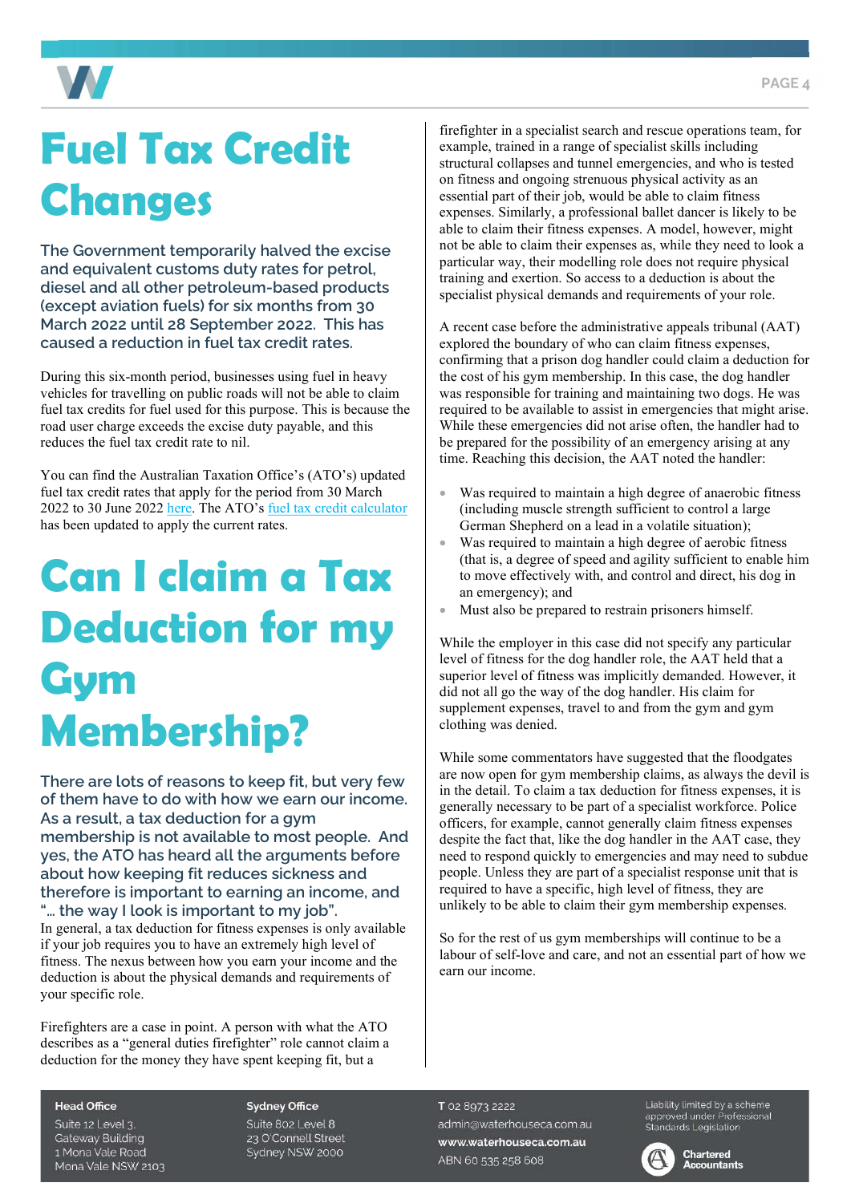# Fuel Tax Credit Changes

**The Government temporarily halved the excise and equivalent customs duty rates for petrol, diesel and all other petroleum-based products (except aviation fuels) for six months from 30 March 2022 until 28 September 2022. This has caused a reduction in fuel tax credit rates.**

During this six-month period, businesses using fuel in heavy vehicles for travelling on public roads will not be able to claim fuel tax credits for fuel used for this purpose. This is because the road user charge exceeds the excise duty payable, and this reduces the fuel tax credit rate to nil.

You can find the Australian Taxation Office's (ATO's) updated fuel tax credit rates that apply for the period from 30 March 2022 to 30 June 2022 here. The ATO's fuel tax credit calculator has been updated to apply the current rates.

# Can I claim a Tax Deduction for my Gym Membership?

**There are lots of reasons to keep fit, but very few of them have to do with how we earn our income. As a result, a tax deduction for a gym membership is not available to most people. And yes, the ATO has heard all the arguments before about how keeping fit reduces sickness and therefore is important to earning an income, and "… the way I look is important to my job".**

In general, a tax deduction for fitness expenses is only available if your job requires you to have an extremely high level of fitness. The nexus between how you earn your income and the deduction is about the physical demands and requirements of your specific role.

Firefighters are a case in point. A person with what the ATO describes as a "general duties firefighter" role cannot claim a deduction for the money they have spent keeping fit, but a firefighter in a specialist search and rescue operations team, for example, trained in a range of specialist skills including structural collapses and tunnel emergencies, and who is tested on fitness and ongoing strenuous physical activity as an essential part of their job, would be able to claim fitness expenses. Similarly, a professional ballet dancer is likely to be able to claim their fitness expenses. A model, however, might not be able to claim their expenses as, while they need to look a particular way, their modelling role does not require physical training and exertion. So access to a deduction is about the specialist physical demands and requirements of your role.

A recent case before the administrative appeals tribunal (AAT) explored the boundary of who can claim fitness expenses, confirming that a prison dog handler could claim a deduction for the cost of his gym membership. In this case, the dog handler was responsible for training and maintaining two dogs. He was required to be available to assist in emergencies that might arise. While these emergencies did not arise often, the handler had to be prepared for the possibility of an emergency arising at any time. Reaching this decision, the AAT noted the handler:

- Was required to maintain a high degree of anaerobic fitness (including muscle strength sufficient to control a large German Shepherd on a lead in a volatile situation);
- Was required to maintain a high degree of aerobic fitness (that is, a degree of speed and agility sufficient to enable him to move effectively with, and control and direct, his dog in an emergency); and
- Must also be prepared to restrain prisoners himself.

While the employer in this case did not specify any particular level of fitness for the dog handler role, the AAT held that a superior level of fitness was implicitly demanded. However, it did not all go the way of the dog handler. His claim for supplement expenses, travel to and from the gym and gym clothing was denied.

While some commentators have suggested that the floodgates are now open for gym membership claims, as always the devil is in the detail. To claim a tax deduction for fitness expenses, it is generally necessary to be part of a specialist workforce. Police officers, for example, cannot generally claim fitness expenses despite the fact that, like the dog handler in the AAT case, they need to respond quickly to emergencies and may need to subdue people. Unless they are part of a specialist response unit that is required to have a specific, high level of fitness, they are unlikely to be able to claim their gym membership expenses.

So for the rest of us gym memberships will continue to be a labour of self-love and care, and not an essential part of how we earn our income.